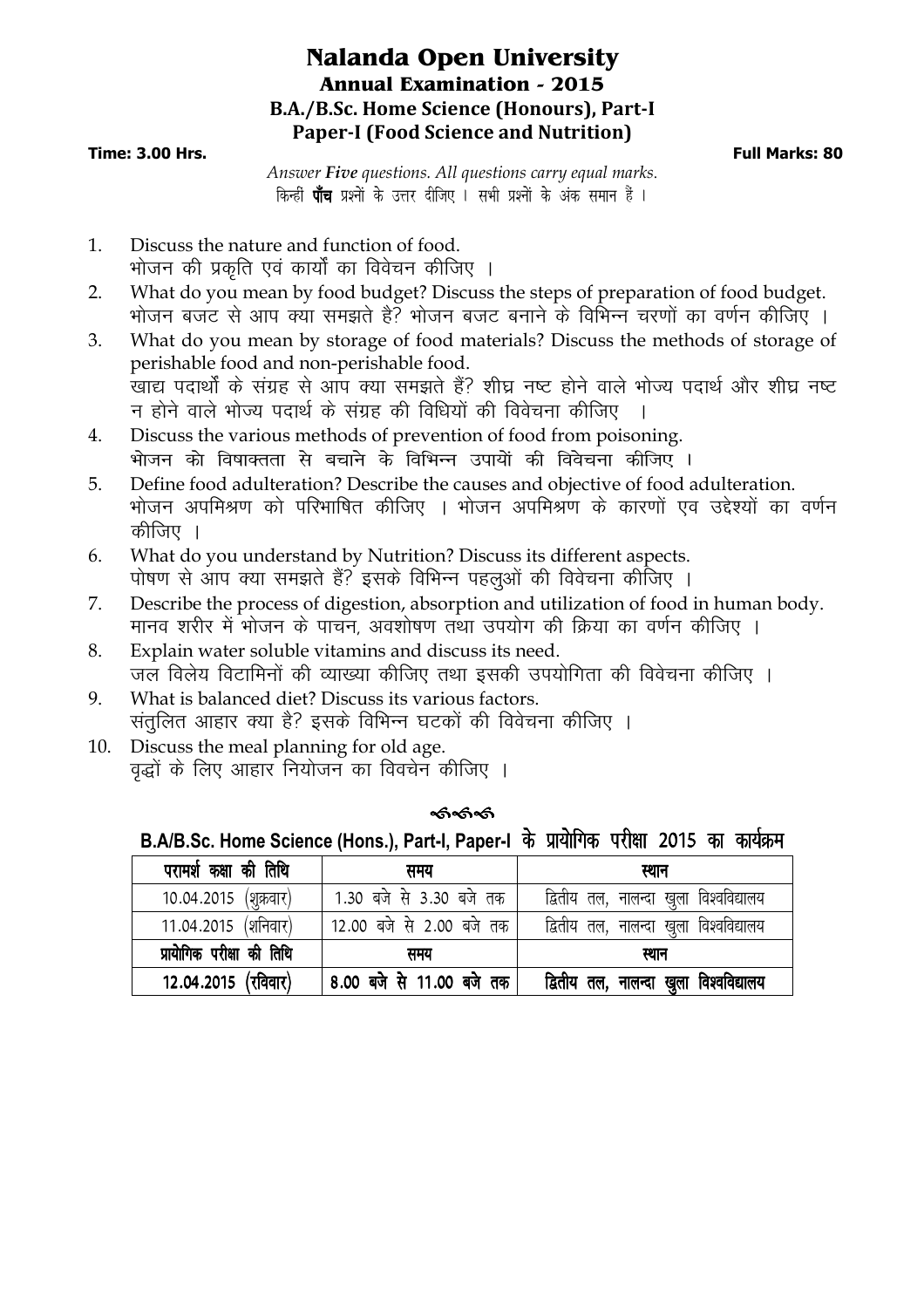# Nalanda Open University

## Annual Examination - 2015

### B.A./B.Sc. Home Science (Honours), Part-I

### Paper-I (Food Science and Nutrition)

**Time: 3.00 Hrs.** **Full Marks: 80**

*Answer **Five** questions. All questions carry equal marks.*
किन्हीं **पाँच** प्रश्नों के उत्तर दीजिए । सभी प्रश्नों के अंक समान हैं ।

1. Discuss the nature and function of food.
   भोजन की प्रकृति एवं कार्यों का विवेचन कीजिए ।
2. What do you mean by food budget? Discuss the steps of preparation of food budget.
   भोजन बजट से आप क्या समझते है? भोजन बजट बनाने के विभिन्न चरणों का वर्णन कीजिए ।
3. What do you mean by storage of food materials? Discuss the methods of storage of perishable food and non-perishable food.
   खाद्य पदार्थों के संग्रह से आप क्या समझते हैं? शीघ्र नष्ट होने वाले भोज्य पदार्थ और शीघ्र नष्ट न होने वाले भोज्य पदार्थ के संग्रह की विधियों की विवेचना कीजिए ।
4. Discuss the various methods of prevention of food from poisoning.
   भोजन को विषाक्तता से बचाने के विभिन्न उपायों की विवेचना कीजिए ।
5. Define food adulteration? Describe the causes and objective of food adulteration.
   भोजन अपमिश्रण को परिभाषित कीजिए । भोजन अपमिश्रण के कारणों एव उद्देश्यों का वर्णन कीजिए ।
6. What do you understand by Nutrition? Discuss its different aspects.
   पोषण से आप क्या समझते हैं? इसके विभिन्न पहलुओं की विवेचना कीजिए ।
7. Describe the process of digestion, absorption and utilization of food in human body.
   मानव शरीर में भोजन के पाचन, अवशोषण तथा उपयोग की क्रिया का वर्णन कीजिए ।
8. Explain water soluble vitamins and discuss its need.
   जल विलेय विटामिनों की व्याख्या कीजिए तथा इसकी उपयोगिता की विवेचना कीजिए ।
9. What is balanced diet? Discuss its various factors.
   संतुलित आहार क्या है? इसके विभिन्न घटकों की विवेचना कीजिए ।
10. Discuss the meal planning for old age.
    वृद्धों के लिए आहार नियोजन का विवचेन कीजिए ।

### B.A/B.Sc. Home Science (Hons.), Part-I, Paper-I के प्रायोगिक परीक्षा 2015 का कार्यक्रम

| परामर्श कक्षा की तिथि | समय | स्थान |
|---|---|---|
| 10.04.2015 (शुक्रवार) | 1.30 बजे से 3.30 बजे तक | द्वितीय तल, नालन्दा खुला विश्वविद्यालय |
| 11.04.2015 (शनिवार) | 12.00 बजे से 2.00 बजे तक | द्वितीय तल, नालन्दा खुला विश्वविद्यालय |
| **प्रायोगिक परीक्षा की तिथि** | **समय** | **स्थान** |
| **12.04.2015 (रविवार)** | **8.00 बजे से 11.00 बजे तक** | **द्वितीय तल, नालन्दा खुला विश्वविद्यालय** |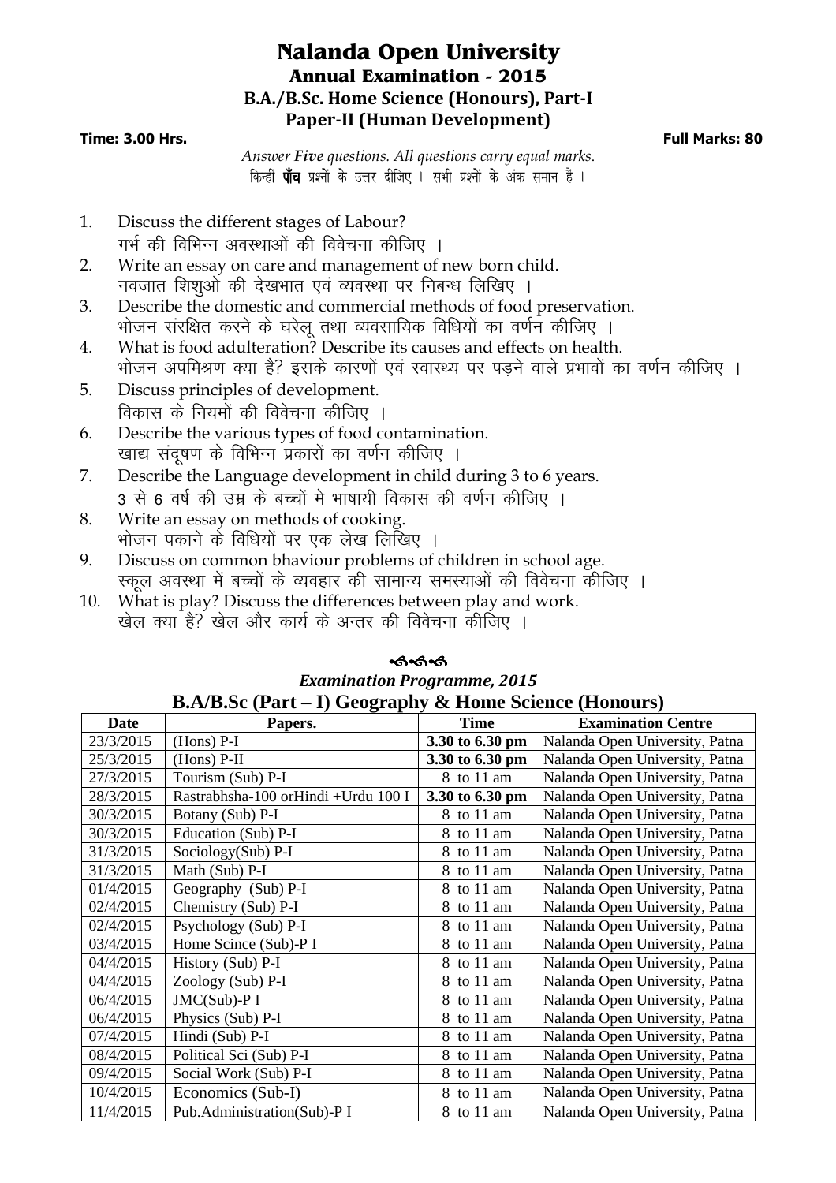# Nalanda Open University

## Annual Examination - 2015

### B.A./B.Sc. Home Science (Honours), Part-I

### Paper-II (Human Development)

**Time: 3.00 Hrs.** **Full Marks: 80**

*Answer **Five** questions. All questions carry equal marks.*

किन्हीं **पाँच** प्रश्नों के उत्तर दीजिए । सभी प्रश्नों के अंक समान हैं ।

1. Discuss the different stages of Labour?
   गर्भ की विभिन्न अवस्थाओं की विवेचना कीजिए ।
2. Write an essay on care and management of new born child.
   नवजात शिशुओ की देखभात एवं व्यवस्था पर निबन्ध लिखिए ।
3. Describe the domestic and commercial methods of food preservation.
   भोजन संरक्षित करने के घरेलू तथा व्यवसायिक विधियों का वर्णन कीजिए ।
4. What is food adulteration? Describe its causes and effects on health.
   भोजन अपमिश्रण क्या है? इसके कारणों एवं स्वास्थ्य पर पड़ने वाले प्रभावों का वर्णन कीजिए ।
5. Discuss principles of development.
   विकास के नियमों की विवेचना कीजिए ।
6. Describe the various types of food contamination.
   खाद्य संदूषण के विभिन्न प्रकारों का वर्णन कीजिए ।
7. Describe the Language development in child during 3 to 6 years.
   3 से 6 वर्ष की उम्र के बच्चों मे भाषायी विकास की वर्णन कीजिए ।
8. Write an essay on methods of cooking.
   भोजन पकाने के विधियों पर एक लेख लिखिए ।
9. Discuss on common bhaviour problems of children in school age.
   स्कूल अवस्था में बच्चों के व्यवहार की सामान्य समस्याओं की विवेचना कीजिए ।
10. What is play? Discuss the differences between play and work.
    खेल क्या है? खेल और कार्य के अन्तर की विवेचना कीजिए ।

***Examination Programme, 2015***

**B.A/B.Sc (Part – I) Geography & Home Science (Honours)**

| Date | Papers. | Time | Examination Centre |
|---|---|---|---|
| 23/3/2015 | (Hons) P-I | **3.30 to 6.30 pm** | Nalanda Open University, Patna |
| 25/3/2015 | (Hons) P-II | **3.30 to 6.30 pm** | Nalanda Open University, Patna |
| 27/3/2015 | Tourism (Sub) P-I | 8 to 11 am | Nalanda Open University, Patna |
| 28/3/2015 | Rastrabhsha-100 orHindi +Urdu 100 I | **3.30 to 6.30 pm** | Nalanda Open University, Patna |
| 30/3/2015 | Botany (Sub) P-I | 8 to 11 am | Nalanda Open University, Patna |
| 30/3/2015 | Education (Sub) P-I | 8 to 11 am | Nalanda Open University, Patna |
| 31/3/2015 | Sociology(Sub) P-I | 8 to 11 am | Nalanda Open University, Patna |
| 31/3/2015 | Math (Sub) P-I | 8 to 11 am | Nalanda Open University, Patna |
| 01/4/2015 | Geography (Sub) P-I | 8 to 11 am | Nalanda Open University, Patna |
| 02/4/2015 | Chemistry (Sub) P-I | 8 to 11 am | Nalanda Open University, Patna |
| 02/4/2015 | Psychology (Sub) P-I | 8 to 11 am | Nalanda Open University, Patna |
| 03/4/2015 | Home Scince (Sub)-P I | 8 to 11 am | Nalanda Open University, Patna |
| 04/4/2015 | History (Sub) P-I | 8 to 11 am | Nalanda Open University, Patna |
| 04/4/2015 | Zoology (Sub) P-I | 8 to 11 am | Nalanda Open University, Patna |
| 06/4/2015 | JMC(Sub)-P I | 8 to 11 am | Nalanda Open University, Patna |
| 06/4/2015 | Physics (Sub) P-I | 8 to 11 am | Nalanda Open University, Patna |
| 07/4/2015 | Hindi (Sub) P-I | 8 to 11 am | Nalanda Open University, Patna |
| 08/4/2015 | Political Sci (Sub) P-I | 8 to 11 am | Nalanda Open University, Patna |
| 09/4/2015 | Social Work (Sub) P-I | 8 to 11 am | Nalanda Open University, Patna |
| 10/4/2015 | Economics (Sub-I) | 8 to 11 am | Nalanda Open University, Patna |
| 11/4/2015 | Pub.Administration(Sub)-P I | 8 to 11 am | Nalanda Open University, Patna |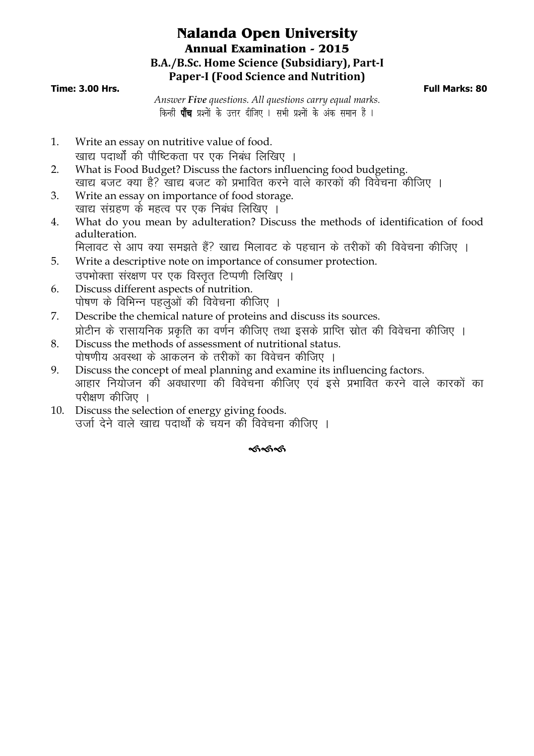# Nalanda Open University

## Annual Examination - 2015

### B.A./B.Sc. Home Science (Subsidiary), Part-I

### Paper-I (Food Science and Nutrition)

**Time: 3.00 Hrs.** **Full Marks: 80**

*Answer **Five** questions. All questions carry equal marks.*

किन्हीं **पाँच** प्रश्नों के उत्तर दीजिए । सभी प्रश्नों के अंक समान हैं ।

1. Write an essay on nutritive value of food.
   खाद्य पदार्थों की पौष्टिकता पर एक निबंध लिखिए ।
2. What is Food Budget? Discuss the factors influencing food budgeting.
   खाद्य बजट क्या है? खाद्य बजट को प्रभावित करने वाले कारकों की विवेचना कीजिए ।
3. Write an essay on importance of food storage.
   खाद्य संग्रहण के महत्व पर एक निबंध लिखिए ।
4. What do you mean by adulteration? Discuss the methods of identification of food adulteration.
   मिलावट से आप क्या समझते हैं? खाद्य मिलावट के पहचान के तरीकों की विवेचना कीजिए ।
5. Write a descriptive note on importance of consumer protection.
   उपभोक्ता संरक्षण पर एक विस्तृत टिप्पणी लिखिए ।
6. Discuss different aspects of nutrition.
   पोषण के विभिन्न पहलुओं की विवेचना कीजिए ।
7. Describe the chemical nature of proteins and discuss its sources.
   प्रोटीन के रासायनिक प्रकृति का वर्णन कीजिए तथा इसके प्राप्ति स्रोत की विवेचना कीजिए ।
8. Discuss the methods of assessment of nutritional status.
   पोषणीय अवस्था के आकलन के तरीकों का विवेचन कीजिए ।
9. Discuss the concept of meal planning and examine its influencing factors.
   आहार नियोजन की अवधारणा की विवेचना कीजिए एवं इसे प्रभावित करने वाले कारकों का परीक्षण कीजिए ।
10. Discuss the selection of energy giving foods.
    उर्जा देने वाले खाद्य पदार्थों के चयन की विवेचना कीजिए ।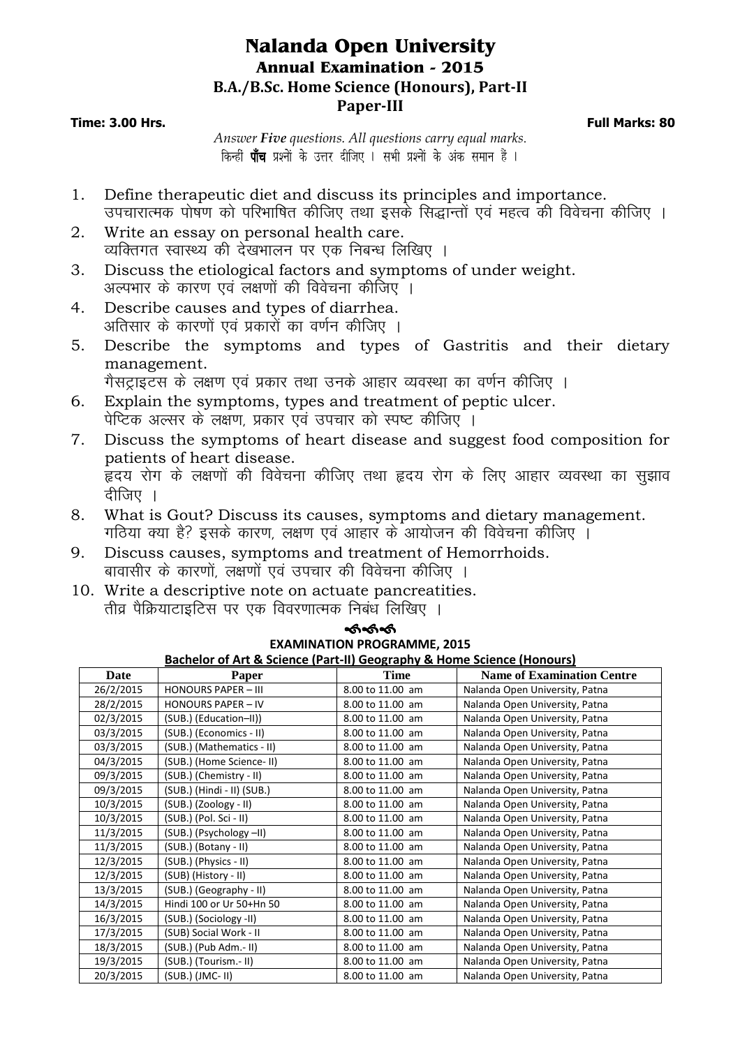# Nalanda Open University

## Annual Examination - 2015

### B.A./B.Sc. Home Science (Honours), Part-II

### Paper-III

**Time: 3.00 Hrs.** **Full Marks: 80**

*Answer **Five** questions. All questions carry equal marks.*
किन्हीं **पाँच** प्रश्नों के उत्तर दीजिए । सभी प्रश्नों के अंक समान हैं ।

1. Define therapeutic diet and discuss its principles and importance.
   उपचारात्मक पोषण को परिभाषित कीजिए तथा इसके सिद्धान्तों एवं महत्व की विवेचना कीजिए ।
2. Write an essay on personal health care.
   व्यक्तिगत स्वास्थ्य की देखभालन पर एक निबन्ध लिखिए ।
3. Discuss the etiological factors and symptoms of under weight.
   अल्पभार के कारण एवं लक्षणों की विवेचना कीजिए ।
4. Describe causes and types of diarrhea.
   अतिसार के कारणों एवं प्रकारों का वर्णन कीजिए ।
5. Describe the symptoms and types of Gastritis and their dietary management.
   गैसट्राइटस के लक्षण एवं प्रकार तथा उनके आहार व्यवस्था का वर्णन कीजिए ।
6. Explain the symptoms, types and treatment of peptic ulcer.
   पेप्टिक अल्सर के लक्षण, प्रकार एवं उपचार को स्पष्ट कीजिए ।
7. Discuss the symptoms of heart disease and suggest food composition for patients of heart disease.
   ह्रदय रोग के लक्षणों की विवेचना कीजिए तथा ह्रदय रोग के लिए आहार व्यवस्था का सुझाव दीजिए ।
8. What is Gout? Discuss its causes, symptoms and dietary management.
   गठिया क्या है? इसके कारण, लक्षण एवं आहार के आयोजन की विवेचना कीजिए ।
9. Discuss causes, symptoms and treatment of Hemorrhoids.
   बावासीर के कारणों, लक्षणों एवं उपचार की विवेचना कीजिए ।
10. Write a descriptive note on actuate pancreatities.
    तीव्र पैक्रियाटाइटिस पर एक विवरणात्मक निबंध लिखिए ।

## EXAMINATION PROGRAMME, 2015

**Bachelor of Art & Science (Part-II) Geography & Home Science (Honours)**

| Date | Paper | Time | Name of Examination Centre |
|---|---|---|---|
| 26/2/2015 | HONOURS PAPER – III | 8.00 to 11.00 am | Nalanda Open University, Patna |
| 28/2/2015 | HONOURS PAPER – IV | 8.00 to 11.00 am | Nalanda Open University, Patna |
| 02/3/2015 | (SUB.) (Education–II)) | 8.00 to 11.00 am | Nalanda Open University, Patna |
| 03/3/2015 | (SUB.) (Economics - II) | 8.00 to 11.00 am | Nalanda Open University, Patna |
| 03/3/2015 | (SUB.) (Mathematics - II) | 8.00 to 11.00 am | Nalanda Open University, Patna |
| 04/3/2015 | (SUB.) (Home Science- II) | 8.00 to 11.00 am | Nalanda Open University, Patna |
| 09/3/2015 | (SUB.) (Chemistry - II) | 8.00 to 11.00 am | Nalanda Open University, Patna |
| 09/3/2015 | (SUB.) (Hindi - II) (SUB.) | 8.00 to 11.00 am | Nalanda Open University, Patna |
| 10/3/2015 | (SUB.) (Zoology - II) | 8.00 to 11.00 am | Nalanda Open University, Patna |
| 10/3/2015 | (SUB.) (Pol. Sci - II) | 8.00 to 11.00 am | Nalanda Open University, Patna |
| 11/3/2015 | (SUB.) (Psychology –II) | 8.00 to 11.00 am | Nalanda Open University, Patna |
| 11/3/2015 | (SUB.) (Botany - II) | 8.00 to 11.00 am | Nalanda Open University, Patna |
| 12/3/2015 | (SUB.) (Physics - II) | 8.00 to 11.00 am | Nalanda Open University, Patna |
| 12/3/2015 | (SUB) (History - II) | 8.00 to 11.00 am | Nalanda Open University, Patna |
| 13/3/2015 | (SUB.) (Geography - II) | 8.00 to 11.00 am | Nalanda Open University, Patna |
| 14/3/2015 | Hindi 100 or Ur 50+Hn 50 | 8.00 to 11.00 am | Nalanda Open University, Patna |
| 16/3/2015 | (SUB.) (Sociology -II) | 8.00 to 11.00 am | Nalanda Open University, Patna |
| 17/3/2015 | (SUB) Social Work - II | 8.00 to 11.00 am | Nalanda Open University, Patna |
| 18/3/2015 | (SUB.) (Pub Adm.- II) | 8.00 to 11.00 am | Nalanda Open University, Patna |
| 19/3/2015 | (SUB.) (Tourism.- II) | 8.00 to 11.00 am | Nalanda Open University, Patna |
| 20/3/2015 | (SUB.) (JMC- II) | 8.00 to 11.00 am | Nalanda Open University, Patna |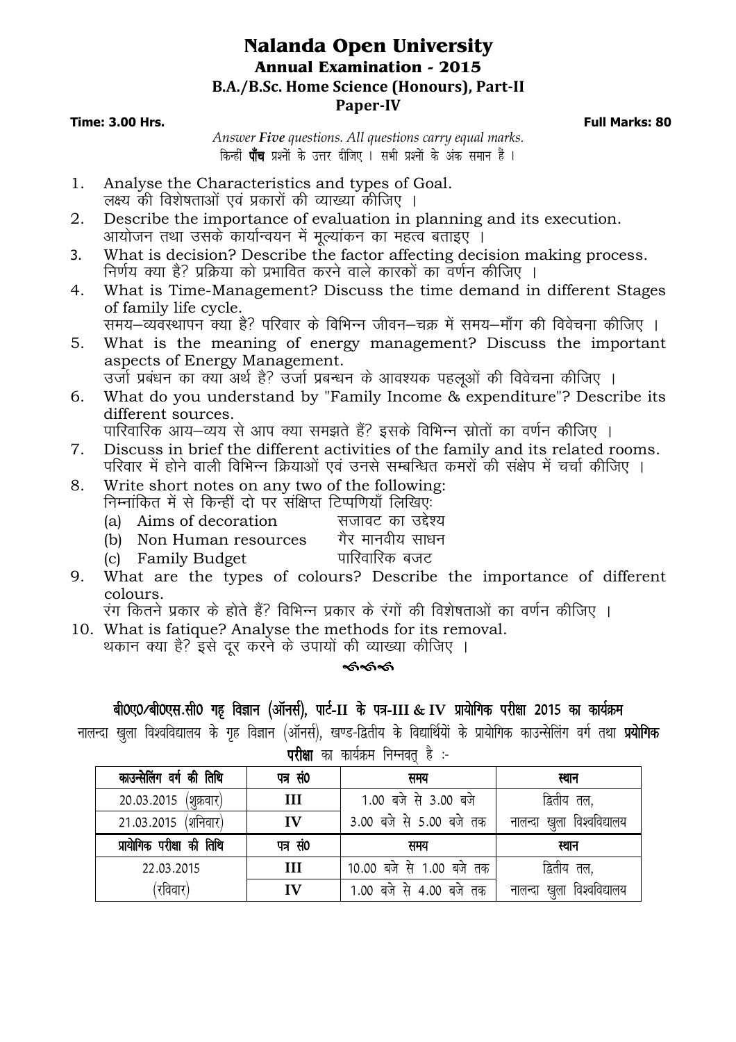# Nalanda Open University

## Annual Examination - 2015

### B.A./B.Sc. Home Science (Honours), Part-II

### Paper-IV

**Time: 3.00 Hrs.** **Full Marks: 80**

*Answer **Five** questions. All questions carry equal marks.*

किन्हीं **पाँच** प्रश्नों के उत्तर दीजिए । सभी प्रश्नों के अंक समान हैं ।

1. Analyse the Characteristics and types of Goal.
   लक्ष्य की विशेषताओं एवं प्रकारों की व्याख्या कीजिए ।
2. Describe the importance of evaluation in planning and its execution.
   आयोजन तथा उसके कार्यान्वयन में मूल्यांकन का महत्व बताइए ।
3. What is decision? Describe the factor affecting decision making process.
   निर्णय क्या है? प्रक्रिया को प्रभावित करने वाले कारकों का वर्णन कीजिए ।
4. What is Time-Management? Discuss the time demand in different Stages of family life cycle.
   समय–व्यवस्थापन क्या है? परिवार के विभिन्न जीवन–चक्र में समय–माँग की विवेचना कीजिए ।
5. What is the meaning of energy management? Discuss the important aspects of Energy Management.
   उर्जा प्रबंधन का क्या अर्थ है? उर्जा प्रबन्धन के आवश्यक पहलूओं की विवेचना कीजिए ।
6. What do you understand by "Family Income & expenditure"? Describe its different sources.
   पारिवारिक आय–व्यय से आप क्या समझते हैं? इसके विभिन्न स्रोतों का वर्णन कीजिए ।
7. Discuss in brief the different activities of the family and its related rooms.
   परिवार में होने वाली विभिन्न क्रियाओं एवं उनसे सम्बन्धित कमरों की संक्षेप में चर्चा कीजिए ।
8. Write short notes on any two of the following:
   निम्नांकित में से किन्हीं दो पर संक्षिप्त टिप्पणियाँ लिखिएः
   (a) Aims of decoration — सजावट का उद्देश्य
   (b) Non Human resources — गैर मानवीय साधन
   (c) Family Budget — पारिवारिक बजट
9. What are the types of colours? Describe the importance of different colours.
   रंग कितने प्रकार के होते हैं? विभिन्न प्रकार के रंगों की विशेषताओं का वर्णन कीजिए ।
10. What is fatique? Analyse the methods for its removal.
    थकान क्या है? इसे दूर करने के उपायों की व्याख्या कीजिए ।

---

## बी0ए0/बी0एस.सी0 गृह विज्ञान (ऑनर्स), पार्ट-II के पत्र-III & IV प्रायोगिक परीक्षा 2015 का कार्यक्रम

नालन्दा खुला विश्वविद्यालय के गृह विज्ञान (ऑनर्स), खण्ड-द्वितीय के विद्यार्थियों के प्रायोगिक काउन्सेलिंग वर्ग तथा **प्रायोगिक परीक्षा** का कार्यक्रम निम्नवत् है :-

| काउन्सेलिंग वर्ग की तिथि | पत्र सं0 | समय | स्थान |
|---|---|---|---|
| 20.03.2015 (शुक्रवार) | III | 1.00 बजे से 3.00 बजे | द्वितीय तल, |
| 21.03.2015 (शनिवार) | IV | 3.00 बजे से 5.00 बजे तक | नालन्दा खुला विश्वविद्यालय |
| **प्रायोगिक परीक्षा की तिथि** | **पत्र सं0** | **समय** | **स्थान** |
| 22.03.2015 | III | 10.00 बजे से 1.00 बजे तक | द्वितीय तल, |
| (रविवार) | IV | 1.00 बजे से 4.00 बजे तक | नालन्दा खुला विश्वविद्यालय |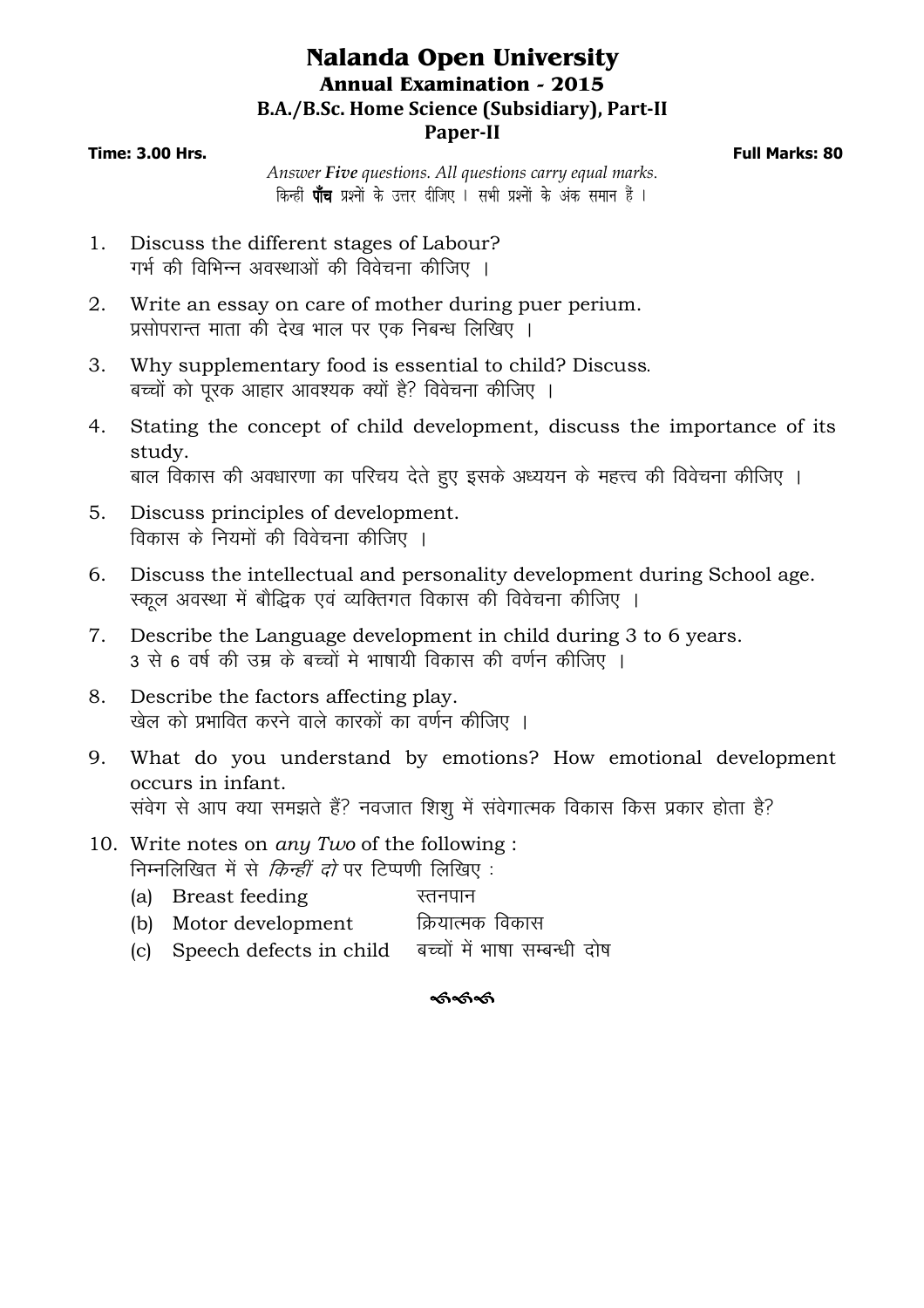# Nalanda Open University

## Annual Examination - 2015

### B.A./B.Sc. Home Science (Subsidiary), Part-II

### Paper-II

**Time: 3.00 Hrs.** **Full Marks: 80**

*Answer **Five** questions. All questions carry equal marks.*
किन्हीं **पाँच** प्रश्नों के उत्तर दीजिए । सभी प्रश्नों के अंक समान हैं ।

1. Discuss the different stages of Labour?
   गर्भ की विभिन्न अवस्थाओं की विवेचना कीजिए ।

2. Write an essay on care of mother during puer perium.
   प्रसोपरान्त माता की देख भाल पर एक निबन्ध लिखिए ।

3. Why supplementary food is essential to child? Discuss.
   बच्चों को पूरक आहार आवश्यक क्यों है? विवेचना कीजिए ।

4. Stating the concept of child development, discuss the importance of its study.
   बाल विकास की अवधारणा का परिचय देते हुए इसके अध्ययन के महत्त्व की विवेचना कीजिए ।

5. Discuss principles of development.
   विकास के नियमों की विवेचना कीजिए ।

6. Discuss the intellectual and personality development during School age.
   स्कूल अवस्था में बौद्धिक एवं व्यक्तिगत विकास की विवेचना कीजिए ।

7. Describe the Language development in child during 3 to 6 years.
   3 से 6 वर्ष की उम्र के बच्चों मे भाषायी विकास की वर्णन कीजिए ।

8. Describe the factors affecting play.
   खेल को प्रभावित करने वाले कारकों का वर्णन कीजिए ।

9. What do you understand by emotions? How emotional development occurs in infant.
   संवेग से आप क्या समझते हैं? नवजात शिशु में संवेगात्मक विकास किस प्रकार होता है?

10. Write notes on *any Two* of the following :
    निम्नलिखित में से *किन्हीं दो* पर टिप्पणी लिखिए :
    (a) Breast feeding स्तनपान
    (b) Motor development क्रियात्मक विकास
    (c) Speech defects in child बच्चों में भाषा सम्बन्धी दोष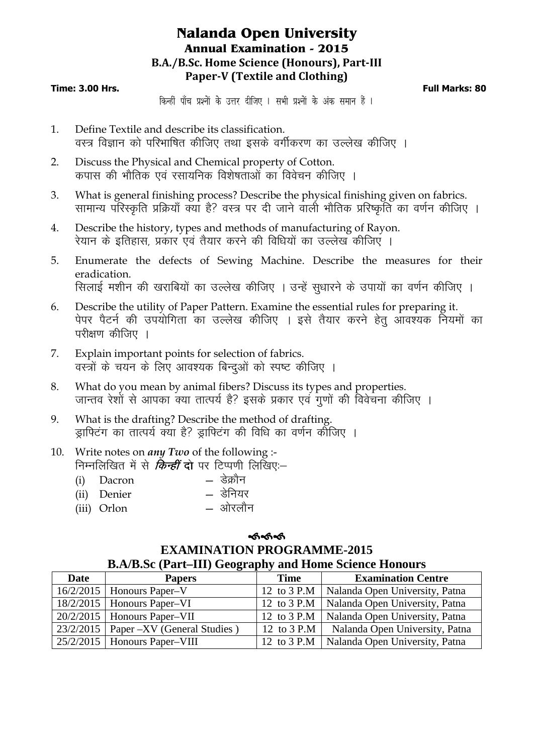# Nalanda Open University

## Annual Examination - 2015

### B.A./B.Sc. Home Science (Honours), Part-III

### Paper-V (Textile and Clothing)

**Time: 3.00 Hrs.** **Full Marks: 80**

किन्हीं पाँच प्रश्नों के उत्तर दीजिए । सभी प्रश्नों के अंक समान हैं ।

1. Define Textile and describe its classification.
   वस्त्र विज्ञान को परिभाषित कीजिए तथा इसके वर्गीकरण का उल्लेख कीजिए ।

2. Discuss the Physical and Chemical property of Cotton.
   कपास की भौतिक एवं रसायनिक विशेषताओं का विवेचन कीजिए ।

3. What is general finishing process? Describe the physical finishing given on fabrics.
   सामान्य परिस्कृति प्रक्रियाँ क्या है? वस्त्र पर दी जाने वाली भौतिक प्रिस्कृति का वर्णन कीजिए ।

4. Describe the history, types and methods of manufacturing of Rayon.
   रेयान के इतिहास, प्रकार एवं तैयार करने की विधियों का उल्लेख कीजिए ।

5. Enumerate the defects of Sewing Machine. Describe the measures for their eradication.
   सिलाई मशीन की खराबियों का उल्लेख कीजिए । उन्हें सुधारने के उपायों का वर्णन कीजिए ।

6. Describe the utility of Paper Pattern. Examine the essential rules for preparing it.
   पेपर पैटर्न की उपयोगिता का उल्लेख कीजिए । इसे तैयार करने हेतु आवश्यक नियमों का परीक्षण कीजिए ।

7. Explain important points for selection of fabrics.
   वस्त्रों के चयन के लिए आवश्यक बिन्दुओं को स्पष्ट कीजिए ।

8. What do you mean by animal fibers? Discuss its types and properties.
   जान्तव रेशों से आपका क्या तात्पर्य है? इसके प्रकार एवं गुणों की विवेचना कीजिए ।

9. What is the drafting? Describe the method of drafting.
   ड्राफ्टिंग का तात्पर्य क्या है? ड्राफ्टिंग की विधि का वर्णन कीजिए ।

10. Write notes on ***any Two*** of the following :-
    निम्नलिखित में से ***किन्हीं* दो** पर टिप्पणी लिखिएः–
    (i) Dacron — डेक्रौन
    (ii) Denier — डेनियर
    (iii) Orlon — ओरलौन

## EXAMINATION PROGRAMME-2015

### B.A/B.Sc (Part–III) Geography and Home Science Honours

| Date | Papers | Time | Examination Centre |
|---|---|---|---|
| 16/2/2015 | Honours Paper–V | 12 to 3 P.M | Nalanda Open University, Patna |
| 18/2/2015 | Honours Paper–VI | 12 to 3 P.M | Nalanda Open University, Patna |
| 20/2/2015 | Honours Paper–VII | 12 to 3 P.M | Nalanda Open University, Patna |
| 23/2/2015 | Paper –XV (General Studies ) | 12 to 3 P.M | Nalanda Open University, Patna |
| 25/2/2015 | Honours Paper–VIII | 12 to 3 P.M | Nalanda Open University, Patna |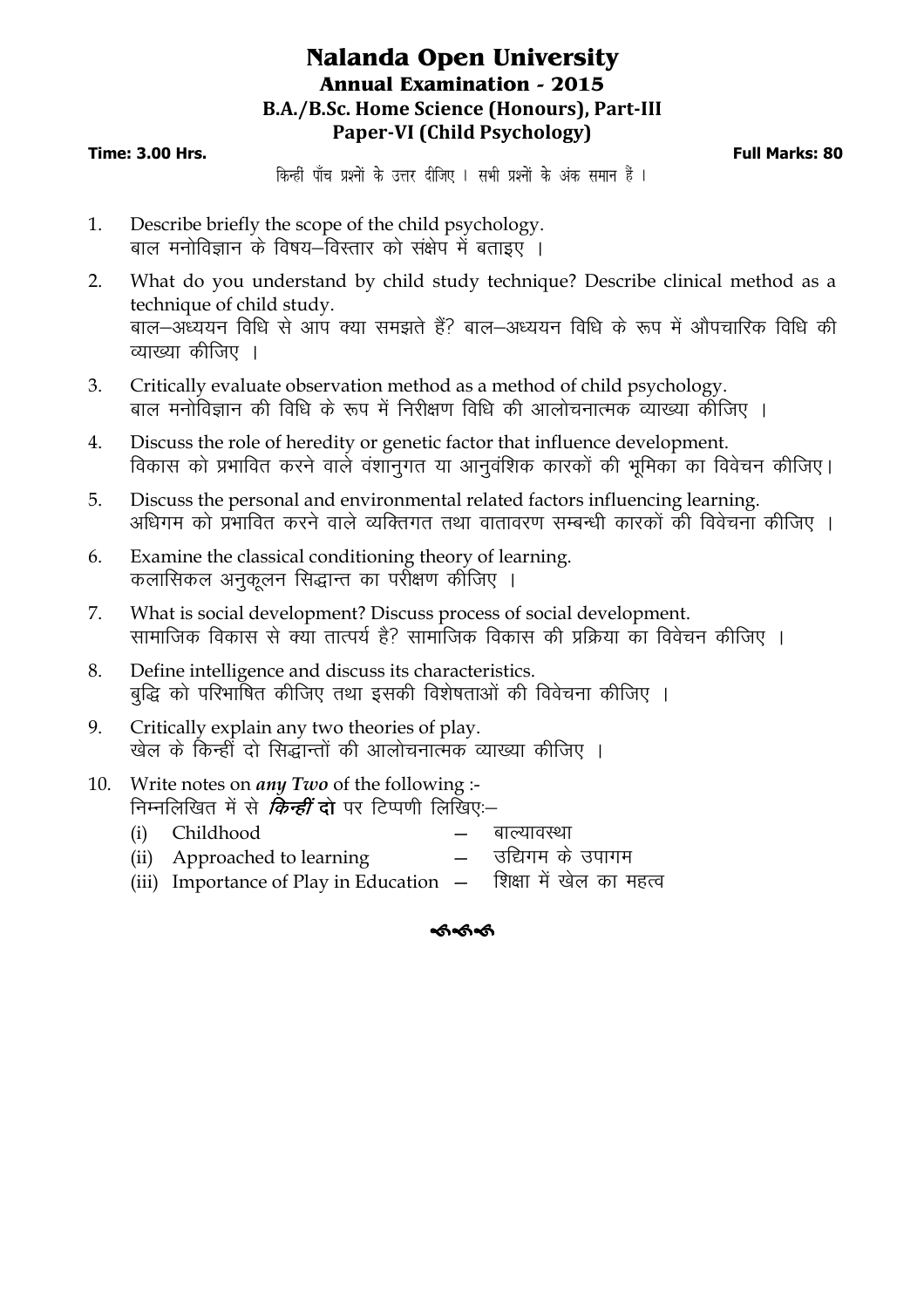# Nalanda Open University

## Annual Examination - 2015

### B.A./B.Sc. Home Science (Honours), Part-III

### Paper-VI (Child Psychology)

**Time: 3.00 Hrs.** **Full Marks: 80**

किन्हीं पाँच प्रश्नों के उत्तर दीजिए । सभी प्रश्नों के अंक समान हैं ।

1. Describe briefly the scope of the child psychology.
   बाल मनोविज्ञान के विषय–विस्तार को संक्षेप में बताइए ।

2. What do you understand by child study technique? Describe clinical method as a technique of child study.
   बाल–अध्ययन विधि से आप क्या समझते हैं? बाल–अध्ययन विधि के रूप में औपचारिक विधि की व्याख्या कीजिए ।

3. Critically evaluate observation method as a method of child psychology.
   बाल मनोविज्ञान की विधि के रूप में निरीक्षण विधि की आलोचनात्मक व्याख्या कीजिए ।

4. Discuss the role of heredity or genetic factor that influence development.
   विकास को प्रभावित करने वाले वंशानुगत या आनुवंशिक कारकों की भूमिका का विवेचन कीजिए।

5. Discuss the personal and environmental related factors influencing learning.
   अधिगम को प्रभावित करने वाले व्यक्तिगत तथा वातावरण सम्बन्धी कारकों की विवेचना कीजिए ।

6. Examine the classical conditioning theory of learning.
   कलासिकल अनुकूलन सिद्धान्त का परीक्षण कीजिए ।

7. What is social development? Discuss process of social development.
   सामाजिक विकास से क्या तात्पर्य है? सामाजिक विकास की प्रक्रिया का विवेचन कीजिए ।

8. Define intelligence and discuss its characteristics.
   बुद्धि को परिभाषित कीजिए तथा इसकी विशेषताओं की विवेचना कीजिए ।

9. Critically explain any two theories of play.
   खेल के किन्हीं दो सिद्धान्तों की आलोचनात्मक व्याख्या कीजिए ।

10. Write notes on ***any Two*** of the following :-
    निम्नलिखित में से ***किन्हीं* दो** पर टिप्पणी लिखिएः–
    (i) Childhood – बाल्यावस्था
    (ii) Approached to learning – उद्यिगम के उपागम
    (iii) Importance of Play in Education – शिक्षा में खेल का महत्व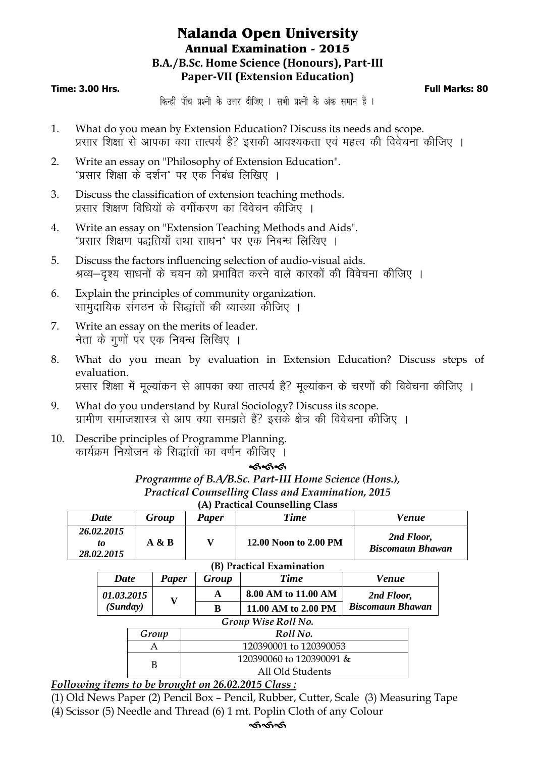# Nalanda Open University

## Annual Examination - 2015

### B.A./B.Sc. Home Science (Honours), Part-III

### Paper-VII (Extension Education)

**Time: 3.00 Hrs.** **Full Marks: 80**

किन्हीं पाँच प्रश्नों के उत्तर दीजिए । सभी प्रश्नों के अंक समान हैं ।

1. What do you mean by Extension Education? Discuss its needs and scope.
   प्रसार शिक्षा से आपका क्या तात्पर्य है? इसकी आवश्यकता एवं महत्व की विवेचना कीजिए ।
2. Write an essay on "Philosophy of Extension Education".
   "प्रसार शिक्षा के दर्शन" पर एक निबंध लिखिए ।
3. Discuss the classification of extension teaching methods.
   प्रसार शिक्षण विधियों के वर्गीकरण का विवेचन कीजिए ।
4. Write an essay on "Extension Teaching Methods and Aids".
   "प्रसार शिक्षण पद्धतियाँ तथा साधन" पर एक निबन्ध लिखिए ।
5. Discuss the factors influencing selection of audio-visual aids.
   श्रव्य–दृश्य साधनों के चयन को प्रभावित करने वाले कारकों की विवेचना कीजिए ।
6. Explain the principles of community organization.
   सामुदायिक संगठन के सिद्धांतों की व्याख्या कीजिए ।
7. Write an essay on the merits of leader.
   नेता के गुणों पर एक निबन्ध लिखिए ।
8. What do you mean by evaluation in Extension Education? Discuss steps of evaluation.
   प्रसार शिक्षा में मूल्यांकन से आपका क्या तात्पर्य है? मूल्यांकन के चरणों की विवेचना कीजिए ।
9. What do you understand by Rural Sociology? Discuss its scope.
   ग्रामीण समाजशास्त्र से आप क्या समझते हैं? इसके क्षेत्र की विवेचना कीजिए ।
10. Describe principles of Programme Planning.
    कार्यक्रम नियोजन के सिद्धांतों का वर्णन कीजिए ।

***Programme of B.A/B.Sc. Part-III Home Science (Hons.),***
***Practical Counselling Class and Examination, 2015***

**(A) Practical Counselling Class**

| *Date* | *Group* | *Paper* | *Time* | *Venue* |
|---|---|---|---|---|
| *26.02.2015 to 28.02.2015* | **A & B** | **V** | **12.00 Noon to 2.00 PM** | *2nd Floor, Biscomaun Bhawan* |

**(B) Practical Examination**

| *Date* | *Paper* | *Group* | *Time* | *Venue* |
|---|---|---|---|---|
| *01.03.2015 (Sunday)* | **V** | **A** | **8.00 AM to 11.00 AM** | *2nd Floor, Biscomaun Bhawan* |
| | | **B** | **11.00 AM to 2.00 PM** | |

*Group Wise Roll No.*

| *Group* | *Roll No.* |
|---|---|
| A | 120390001 to 120390053 |
| B | 120390060 to 120390091 & All Old Students |

***Following items to be brought on 26.02.2015 Class :***

(1) Old News Paper (2) Pencil Box – Pencil, Rubber, Cutter, Scale (3) Measuring Tape
(4) Scissor (5) Needle and Thread (6) 1 mt. Poplin Cloth of any Colour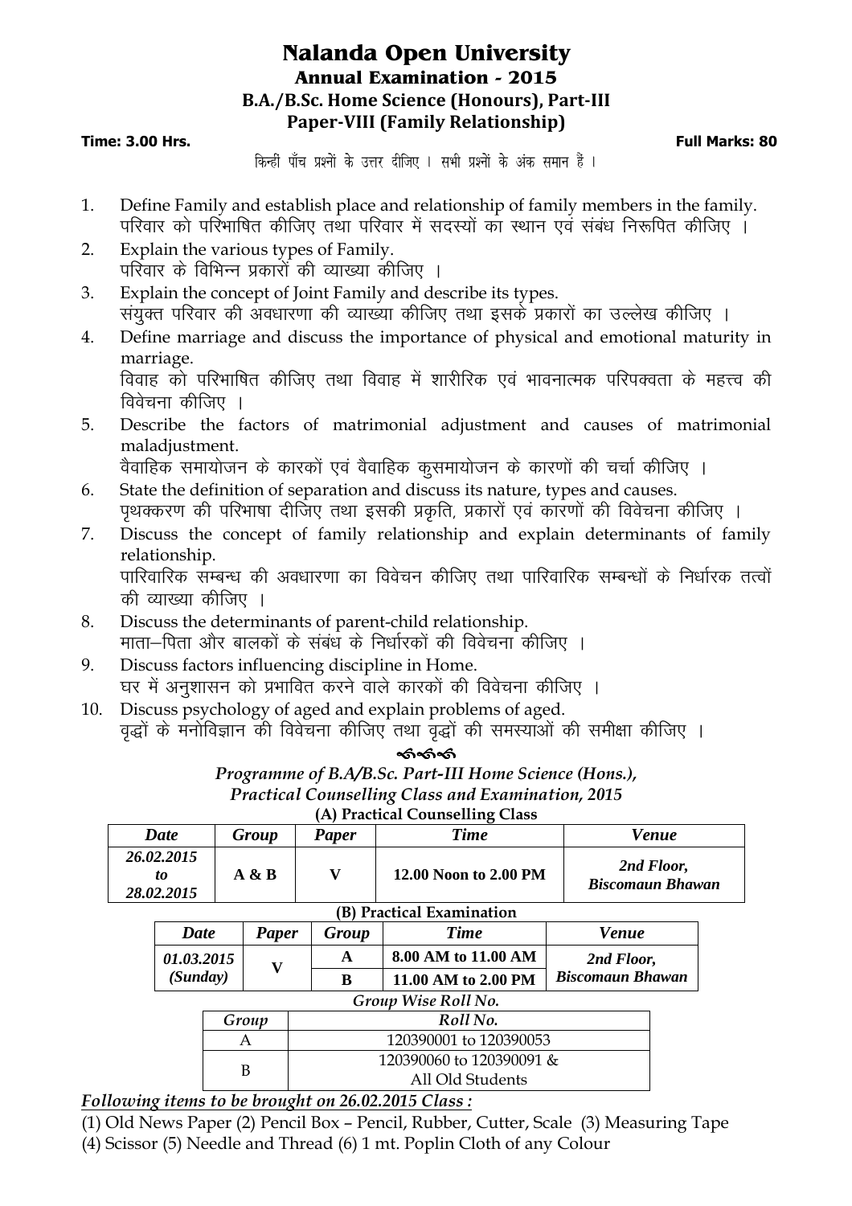# Nalanda Open University

## Annual Examination - 2015

### B.A./B.Sc. Home Science (Honours), Part-III

### Paper-VIII (Family Relationship)

**Time: 3.00 Hrs.** **Full Marks: 80**

किन्हीं पाँच प्रश्नों के उत्तर दीजिए । सभी प्रश्नों के अंक समान हैं ।

1. Define Family and establish place and relationship of family members in the family.
   परिवार को परिभाषित कीजिए तथा परिवार में सदस्यों का स्थान एवं संबंध निरूपित कीजिए ।
2. Explain the various types of Family.
   परिवार के विभिन्न प्रकारों की व्याख्या कीजिए ।
3. Explain the concept of Joint Family and describe its types.
   संयुक्त परिवार की अवधारणा की व्याख्या कीजिए तथा इसके प्रकारों का उल्लेख कीजिए ।
4. Define marriage and discuss the importance of physical and emotional maturity in marriage.
   विवाह को परिभाषित कीजिए तथा विवाह में शारीरिक एवं भावनात्मक परिपक्वता के महत्त्व की विवेचना कीजिए ।
5. Describe the factors of matrimonial adjustment and causes of matrimonial maladjustment.
   वैवाहिक समायोजन के कारकों एवं वैवाहिक कुसमायोजन के कारणों की चर्चा कीजिए ।
6. State the definition of separation and discuss its nature, types and causes.
   पृथक्करण की परिभाषा दीजिए तथा इसकी प्रकृति, प्रकारों एवं कारणों की विवेचना कीजिए ।
7. Discuss the concept of family relationship and explain determinants of family relationship.
   पारिवारिक सम्बन्ध की अवधारणा का विवेचन कीजिए तथा पारिवारिक सम्बन्धों के निर्धारक तत्वों की व्याख्या कीजिए ।
8. Discuss the determinants of parent-child relationship.
   माता–पिता और बालकों के संबंध के निर्धारकों की विवेचना कीजिए ।
9. Discuss factors influencing discipline in Home.
   घर में अनुशासन को प्रभावित करने वाले कारकों की विवेचना कीजिए ।
10. Discuss psychology of aged and explain problems of aged.
    वृद्धों के मनोविज्ञान की विवेचना कीजिए तथा वृद्धों की समस्याओं की समीक्षा कीजिए ।

***Programme of B.A/B.Sc. Part-III Home Science (Hons.),***
***Practical Counselling Class and Examination, 2015***

**(A) Practical Counselling Class**

| *Date* | *Group* | *Paper* | *Time* | *Venue* |
|---|---|---|---|---|
| *26.02.2015 to 28.02.2015* | **A & B** | **V** | **12.00 Noon to 2.00 PM** | ***2nd Floor, Biscomaun Bhawan*** |

**(B) Practical Examination**

| *Date* | *Paper* | *Group* | *Time* | *Venue* |
|---|---|---|---|---|
| *01.03.2015 (Sunday)* | **V** | **A** | **8.00 AM to 11.00 AM** | ***2nd Floor, Biscomaun Bhawan*** |
| | | **B** | **11.00 AM to 2.00 PM** | |

*Group Wise Roll No.*

| *Group* | *Roll No.* |
|---|---|
| A | 120390001 to 120390053 |
| B | 120390060 to 120390091 & All Old Students |

***Following items to be brought on 26.02.2015 Class :***

(1) Old News Paper (2) Pencil Box – Pencil, Rubber, Cutter, Scale (3) Measuring Tape
(4) Scissor (5) Needle and Thread (6) 1 mt. Poplin Cloth of any Colour